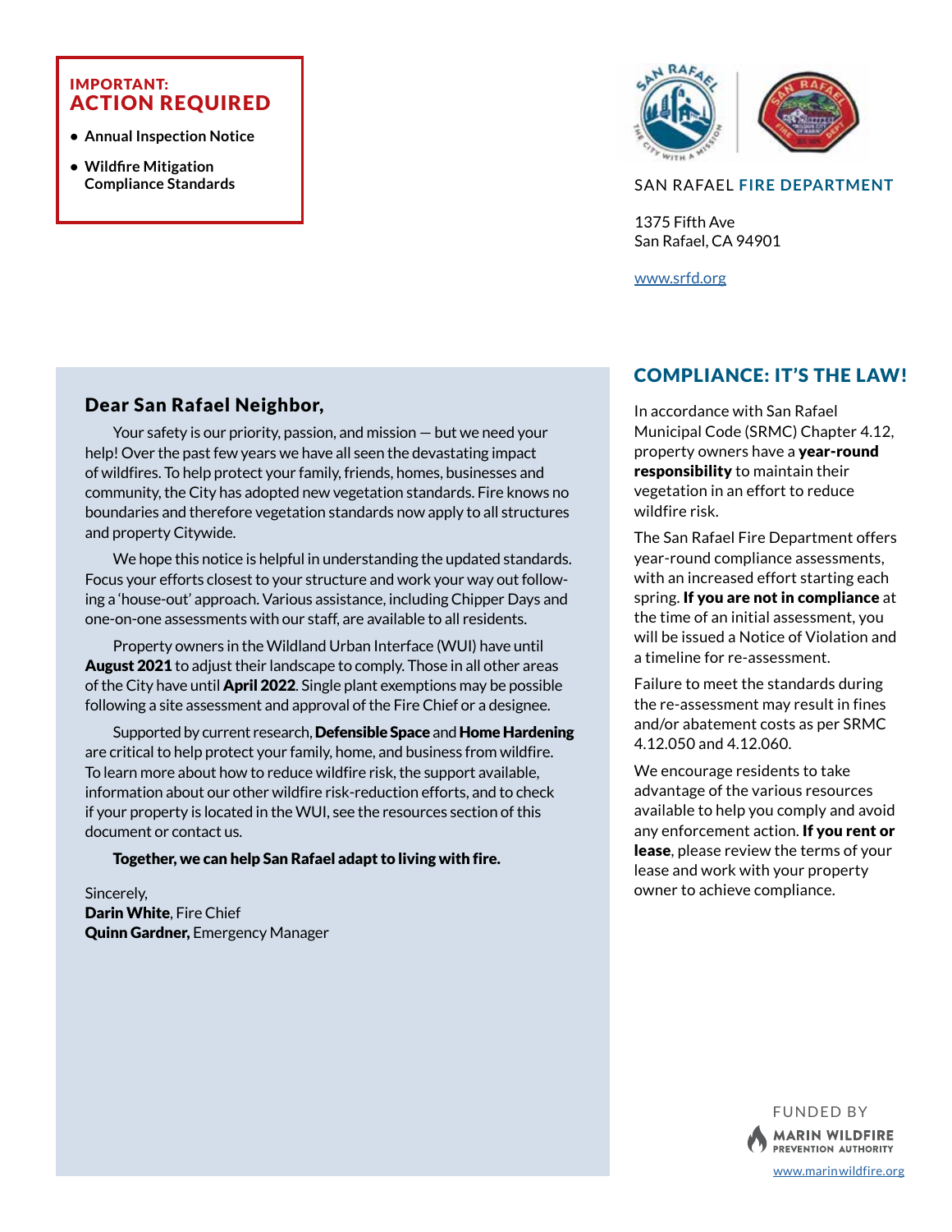**IMPORTANT:**
## ACTION REQUIRED

- **Annual Inspection Notice**
- **Wildfire Mitigation Compliance Standards**

SAN RAFAEL **FIRE DEPARTMENT**

1375 Fifth Ave
San Rafael, CA 94901

www.srfd.org

## Dear San Rafael Neighbor,

Your safety is our priority, passion, and mission — but we need your help! Over the past few years we have all seen the devastating impact of wildfires. To help protect your family, friends, homes, businesses and community, the City has adopted new vegetation standards. Fire knows no boundaries and therefore vegetation standards now apply to all structures and property Citywide.

We hope this notice is helpful in understanding the updated standards. Focus your efforts closest to your structure and work your way out following a 'house-out' approach. Various assistance, including Chipper Days and one-on-one assessments with our staff, are available to all residents.

Property owners in the Wildland Urban Interface (WUI) have until **August 2021** to adjust their landscape to comply. Those in all other areas of the City have until **April 2022**. Single plant exemptions may be possible following a site assessment and approval of the Fire Chief or a designee.

Supported by current research, **Defensible Space** and **Home Hardening** are critical to help protect your family, home, and business from wildfire. To learn more about how to reduce wildfire risk, the support available, information about our other wildfire risk-reduction efforts, and to check if your property is located in the WUI, see the resources section of this document or contact us.

**Together, we can help San Rafael adapt to living with fire.**

Sincerely,
**Darin White**, Fire Chief
**Quinn Gardner,** Emergency Manager

## COMPLIANCE: IT'S THE LAW!

In accordance with San Rafael Municipal Code (SRMC) Chapter 4.12, property owners have a **year-round responsibility** to maintain their vegetation in an effort to reduce wildfire risk.

The San Rafael Fire Department offers year-round compliance assessments, with an increased effort starting each spring. **If you are not in compliance** at the time of an initial assessment, you will be issued a Notice of Violation and a timeline for re-assessment.

Failure to meet the standards during the re-assessment may result in fines and/or abatement costs as per SRMC 4.12.050 and 4.12.060.

We encourage residents to take advantage of the various resources available to help you comply and avoid any enforcement action. **If you rent or lease**, please review the terms of your lease and work with your property owner to achieve compliance.

FUNDED BY
**MARIN WILDFIRE** PREVENTION AUTHORITY
www.marinwildfire.org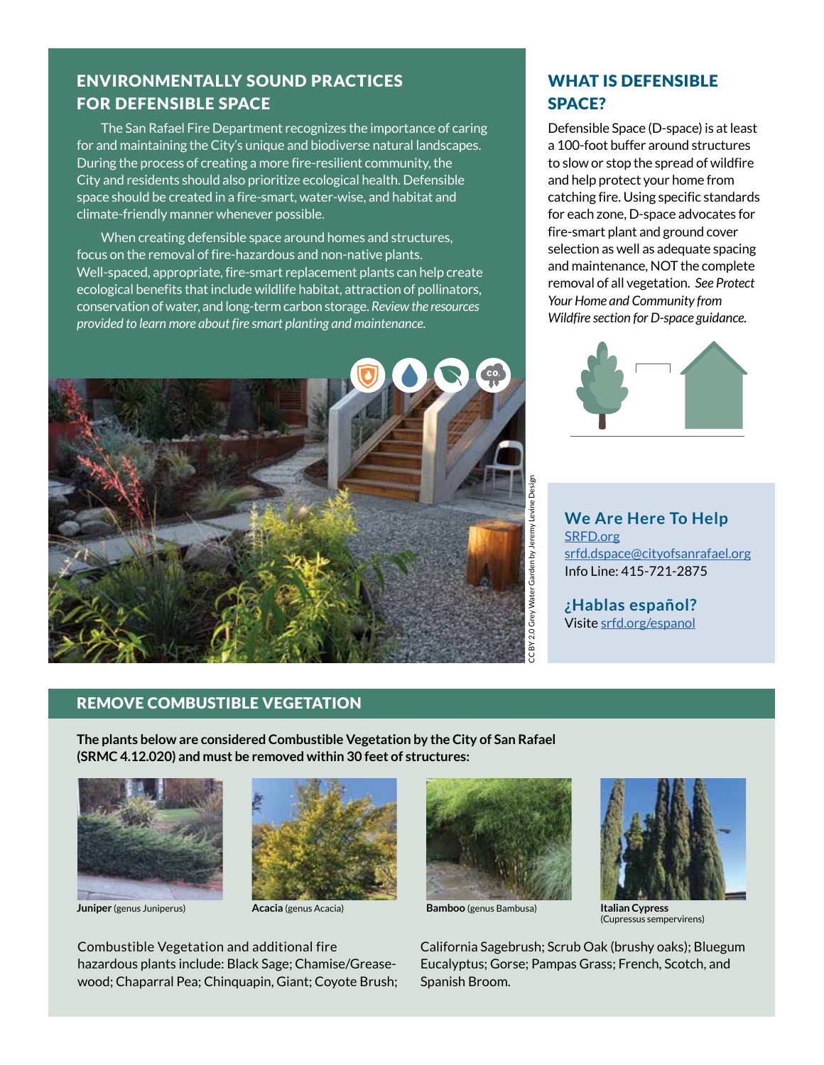## ENVIRONMENTALLY SOUND PRACTICES FOR DEFENSIBLE SPACE

The San Rafael Fire Department recognizes the importance of caring for and maintaining the City's unique and biodiverse natural landscapes. During the process of creating a more fire-resilient community, the City and residents should also prioritize ecological health. Defensible space should be created in a fire-smart, water-wise, and habitat and climate-friendly manner whenever possible.

When creating defensible space around homes and structures, focus on the removal of fire-hazardous and non-native plants. Well-spaced, appropriate, fire-smart replacement plants can help create ecological benefits that include wildlife habitat, attraction of pollinators, conservation of water, and long-term carbon storage. *Review the resources provided to learn more about fire smart planting and maintenance.*

CC BY 2.0 Grey Water Garden by Jeremy Levine Design

## WHAT IS DEFENSIBLE SPACE?

Defensible Space (D-space) is at least a 100-foot buffer around structures to slow or stop the spread of wildfire and help protect your home from catching fire. Using specific standards for each zone, D-space advocates for fire-smart plant and ground cover selection as well as adequate spacing and maintenance, NOT the complete removal of all vegetation. *See Protect Your Home and Community from Wildfire section for D-space guidance.*

### We Are Here To Help

SRFD.org
srfd.dspace@cityofsanrafael.org
Info Line: 415-721-2875

### ¿Hablas español?

Visite srfd.org/espanol

## REMOVE COMBUSTIBLE VEGETATION

**The plants below are considered Combustible Vegetation by the City of San Rafael (SRMC 4.12.020) and must be removed within 30 feet of structures:**

**Juniper** (genus Juniperus)

**Acacia** (genus Acacia)

**Bamboo** (genus Bambusa)

**Italian Cypress** (Cupressus sempervirens)

Combustible Vegetation and additional fire hazardous plants include: Black Sage; Chamise/Grease-wood; Chaparral Pea; Chinquapin, Giant; Coyote Brush; California Sagebrush; Scrub Oak (brushy oaks); Bluegum Eucalyptus; Gorse; Pampas Grass; French, Scotch, and Spanish Broom.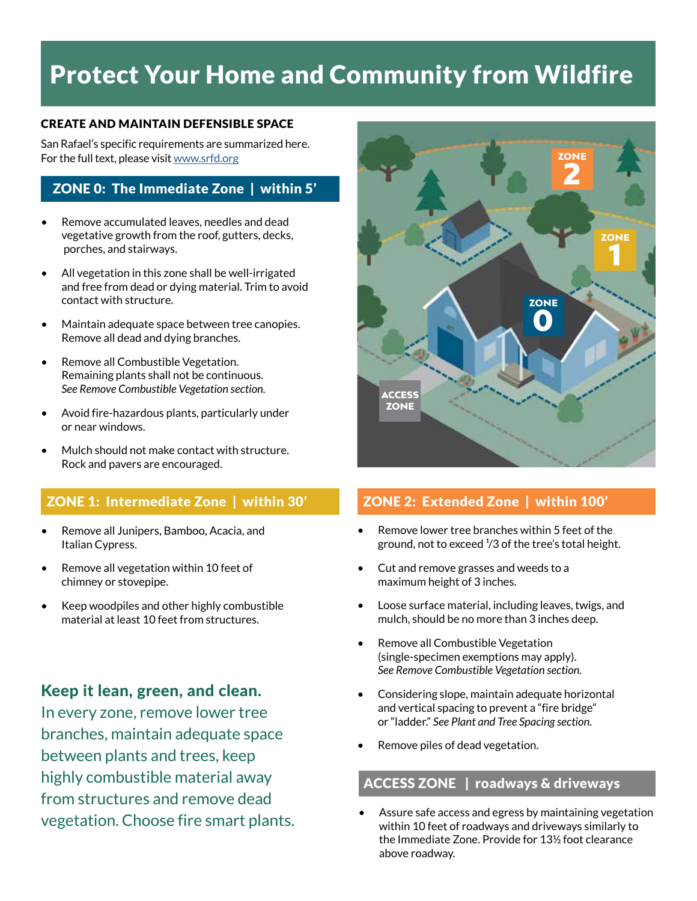# Protect Your Home and Community from Wildfire

## CREATE AND MAINTAIN DEFENSIBLE SPACE

San Rafael's specific requirements are summarized here. For the full text, please visit www.srfd.org

### ZONE 0: The Immediate Zone | within 5'

- Remove accumulated leaves, needles and dead vegetative growth from the roof, gutters, decks, porches, and stairways.
- All vegetation in this zone shall be well-irrigated and free from dead or dying material. Trim to avoid contact with structure.
- Maintain adequate space between tree canopies. Remove all dead and dying branches.
- Remove all Combustible Vegetation. Remaining plants shall not be continuous. *See Remove Combustible Vegetation section.*
- Avoid fire-hazardous plants, particularly under or near windows.
- Mulch should not make contact with structure. Rock and pavers are encouraged.

### ZONE 1: Intermediate Zone | within 30'

- Remove all Junipers, Bamboo, Acacia, and Italian Cypress.
- Remove all vegetation within 10 feet of chimney or stovepipe.
- Keep woodpiles and other highly combustible material at least 10 feet from structures.

**Keep it lean, green, and clean.**
In every zone, remove lower tree branches, maintain adequate space between plants and trees, keep highly combustible material away from structures and remove dead vegetation. Choose fire smart plants.

### ZONE 2: Extended Zone | within 100'

- Remove lower tree branches within 5 feet of the ground, not to exceed 1/3 of the tree's total height.
- Cut and remove grasses and weeds to a maximum height of 3 inches.
- Loose surface material, including leaves, twigs, and mulch, should be no more than 3 inches deep.
- Remove all Combustible Vegetation (single-specimen exemptions may apply). *See Remove Combustible Vegetation section.*
- Considering slope, maintain adequate horizontal and vertical spacing to prevent a "fire bridge" or "ladder." *See Plant and Tree Spacing section.*
- Remove piles of dead vegetation.

### ACCESS ZONE | roadways & driveways

- Assure safe access and egress by maintaining vegetation within 10 feet of roadways and driveways similarly to the Immediate Zone. Provide for 13½ foot clearance above roadway.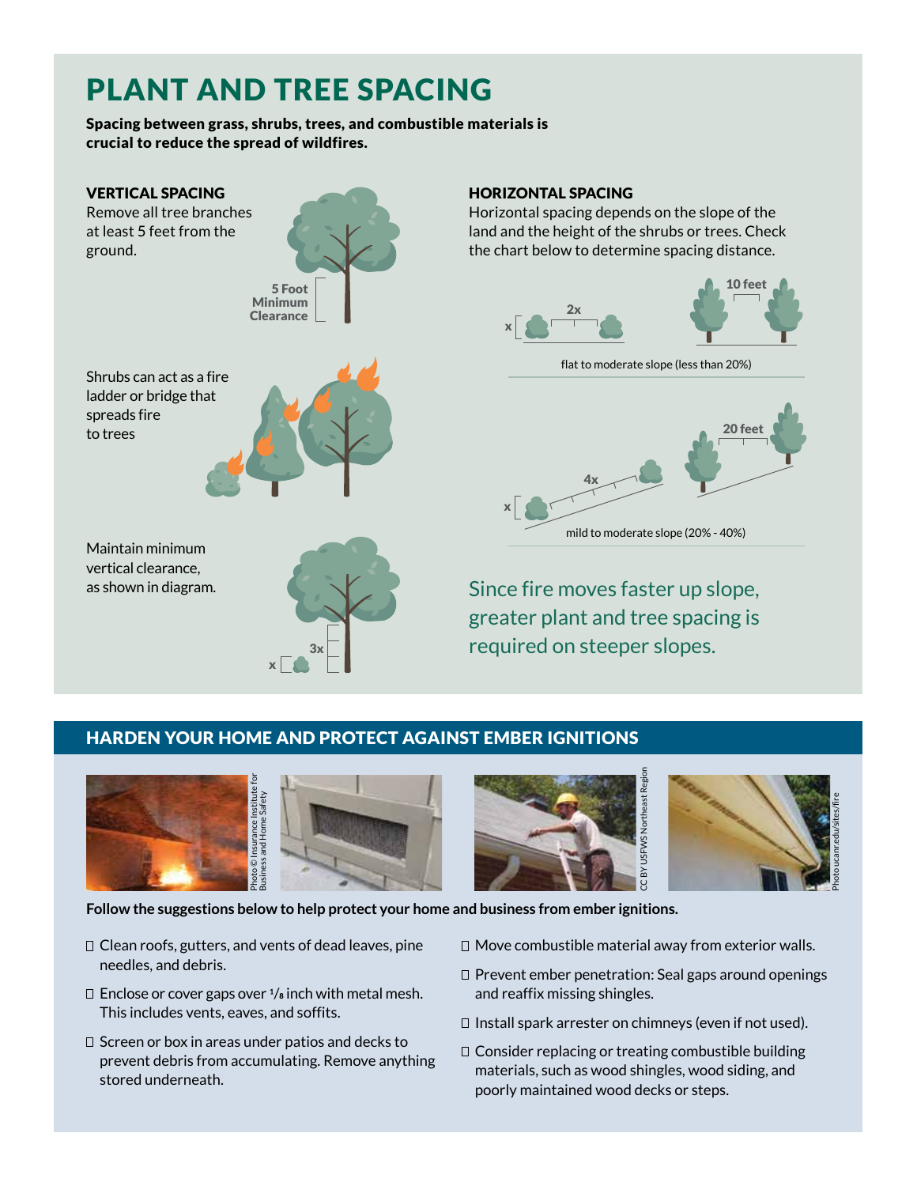# PLANT AND TREE SPACING

**Spacing between grass, shrubs, trees, and combustible materials is crucial to reduce the spread of wildfires.**

### VERTICAL SPACING

Remove all tree branches at least 5 feet from the ground.

5 Foot Minimum Clearance

Shrubs can act as a fire ladder or bridge that spreads fire to trees

Maintain minimum vertical clearance, as shown in diagram.

x 3x

### HORIZONTAL SPACING

Horizontal spacing depends on the slope of the land and the height of the shrubs or trees. Check the chart below to determine spacing distance.

x 2x 10 feet

flat to moderate slope (less than 20%)

x 4x 20 feet

mild to moderate slope (20% - 40%)

Since fire moves faster up slope, greater plant and tree spacing is required on steeper slopes.

## HARDEN YOUR HOME AND PROTECT AGAINST EMBER IGNITIONS

Photo © Insurance Institute for Business and Home Safety

CC BY USFWS Northeast Region

Photo ucanr.edu/sites/fire

**Follow the suggestions below to help protect your home and business from ember ignitions.**

- ☐ Clean roofs, gutters, and vents of dead leaves, pine needles, and debris.
- ☐ Enclose or cover gaps over 1/8 inch with metal mesh. This includes vents, eaves, and soffits.
- ☐ Screen or box in areas under patios and decks to prevent debris from accumulating. Remove anything stored underneath.
- ☐ Move combustible material away from exterior walls.
- ☐ Prevent ember penetration: Seal gaps around openings and reaffix missing shingles.
- ☐ Install spark arrester on chimneys (even if not used).
- ☐ Consider replacing or treating combustible building materials, such as wood shingles, wood siding, and poorly maintained wood decks or steps.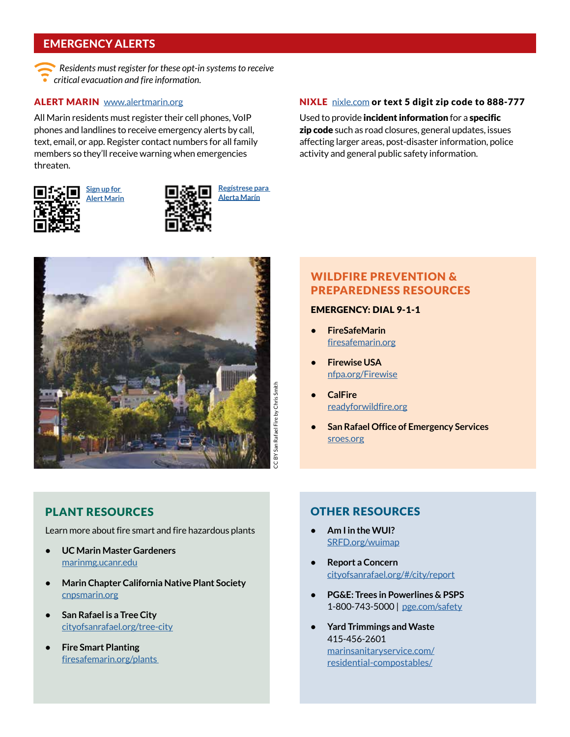## EMERGENCY ALERTS

*Residents must register for these opt-in systems to receive critical evacuation and fire information.*

### ALERT MARIN www.alertmarin.org

All Marin residents must register their cell phones, VoIP phones and landlines to receive emergency alerts by call, text, email, or app. Register contact numbers for all family members so they'll receive warning when emergencies threaten.

Sign up for Alert Marin

Regístrese para Alerta Marín

### NIXLE nixle.com or text 5 digit zip code to 888-777

Used to provide **incident information** for a **specific zip code** such as road closures, general updates, issues affecting larger areas, post-disaster information, police activity and general public safety information.

CC BY San Rafael Fire by Chris Smith

## WILDFIRE PREVENTION & PREPAREDNESS RESOURCES

**EMERGENCY: DIAL 9-1-1**

- **FireSafeMarin**
  firesafemarin.org
- **Firewise USA**
  nfpa.org/Firewise
- **CalFire**
  readyforwildfire.org
- **San Rafael Office of Emergency Services**
  sroes.org

## PLANT RESOURCES

Learn more about fire smart and fire hazardous plants

- **UC Marin Master Gardeners**
  marinmg.ucanr.edu
- **Marin Chapter California Native Plant Society**
  cnpsmarin.org
- **San Rafael is a Tree City**
  cityofsanrafael.org/tree-city
- **Fire Smart Planting**
  firesafemarin.org/plants

## OTHER RESOURCES

- **Am I in the WUI?**
  SRFD.org/wuimap
- **Report a Concern**
  cityofsanrafael.org/#/city/report
- **PG&E: Trees in Powerlines & PSPS**
  1-800-743-5000 | pge.com/safety
- **Yard Trimmings and Waste**
  415-456-2601
  marinsanitaryservice.com/residential-compostables/